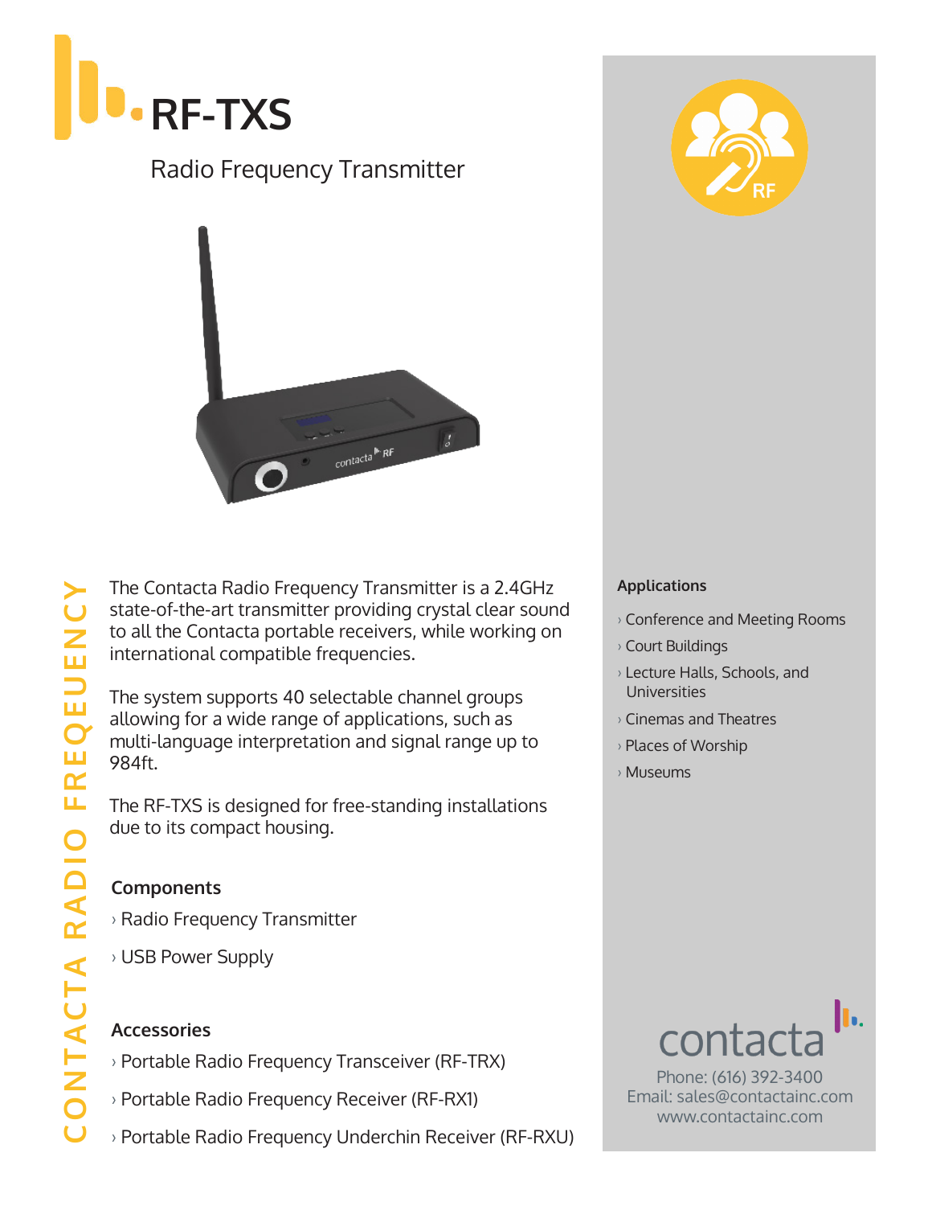# RF-TXS

## Radio Frequency Transmitter

CONTACTA RADIO FREQUENCY

The Contacta Radio Frequency Transmitter is a 2.4GHz state-of-the-art transmitter providing crystal clear sound to all the Contacta portable receivers, while working on international compatible frequencies.

The system supports 40 selectable channel groups allowing for a wide range of applications, such as multi-language interpretation and signal range up to 984ft.

The RF-TXS is designed for free-standing installations due to its compact housing.

### Components

- Radio Frequency Transmitter
- USB Power Supply

### Accessories

- Portable Radio Frequency Transceiver (RF-TRX)
- Portable Radio Frequency Receiver (RF-RX1)
- Portable Radio Frequency Underchin Receiver (RF-RXU)

### Applications

- Conference and Meeting Rooms
- Court Buildings
- Lecture Halls, Schools, and Universities
- Cinemas and Theatres
- Places of Worship
- Museums

contacta

Phone: (616) 392-3400
Email: sales@contactainc.com
www.contactainc.com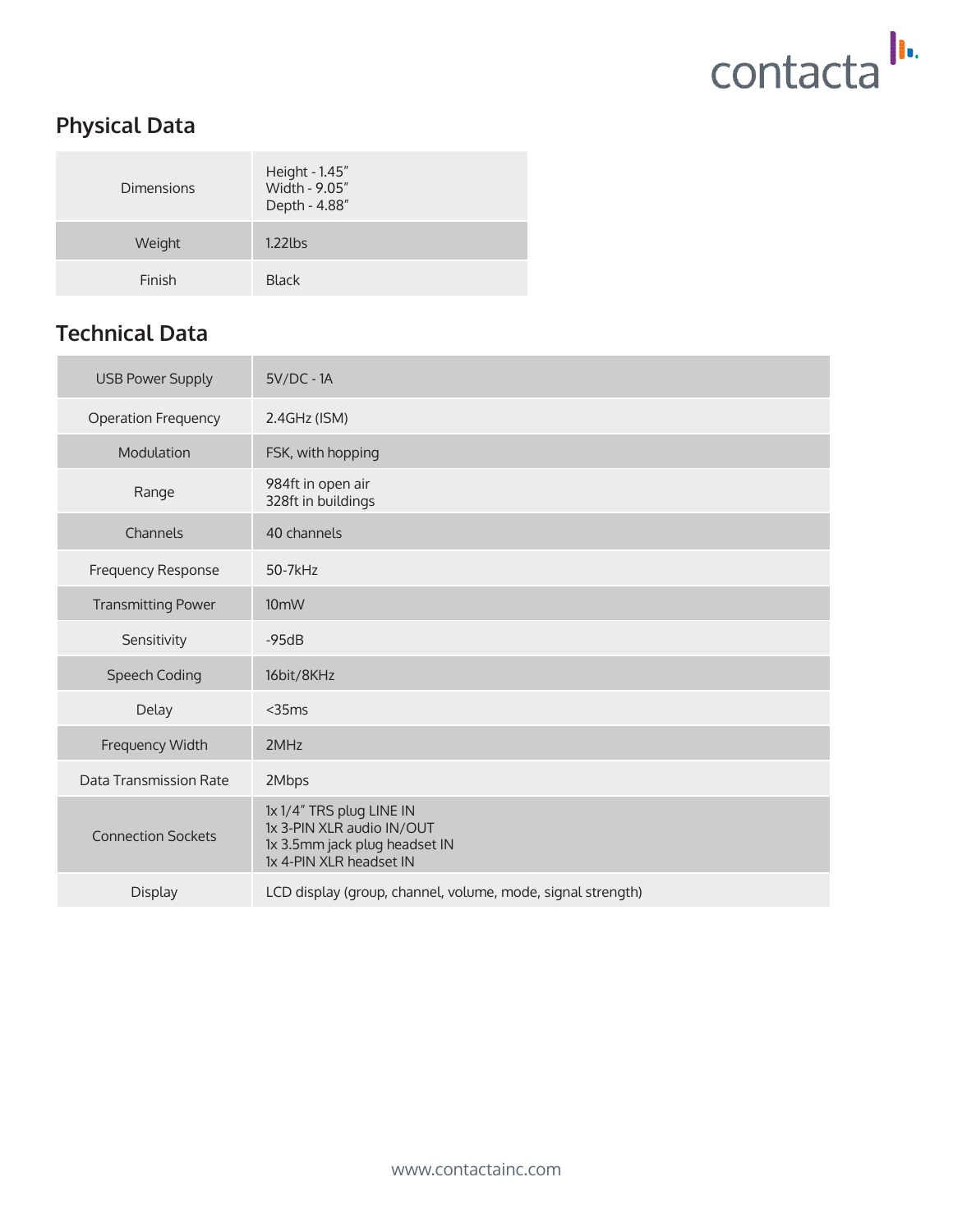## Physical Data

| | |
|---|---|
| Dimensions | Height - 1.45"<br>Width - 9.05"<br>Depth - 4.88" |
| Weight | 1.22lbs |
| Finish | Black |

## Technical Data

| | |
|---|---|
| USB Power Supply | 5V/DC - 1A |
| Operation Frequency | 2.4GHz (ISM) |
| Modulation | FSK, with hopping |
| Range | 984ft in open air<br>328ft in buildings |
| Channels | 40 channels |
| Frequency Response | 50-7kHz |
| Transmitting Power | 10mW |
| Sensitivity | -95dB |
| Speech Coding | 16bit/8KHz |
| Delay | <35ms |
| Frequency Width | 2MHz |
| Data Transmission Rate | 2Mbps |
| Connection Sockets | 1x 1/4" TRS plug LINE IN<br>1x 3-PIN XLR audio IN/OUT<br>1x 3.5mm jack plug headset IN<br>1x 4-PIN XLR headset IN |
| Display | LCD display (group, channel, volume, mode, signal strength) |